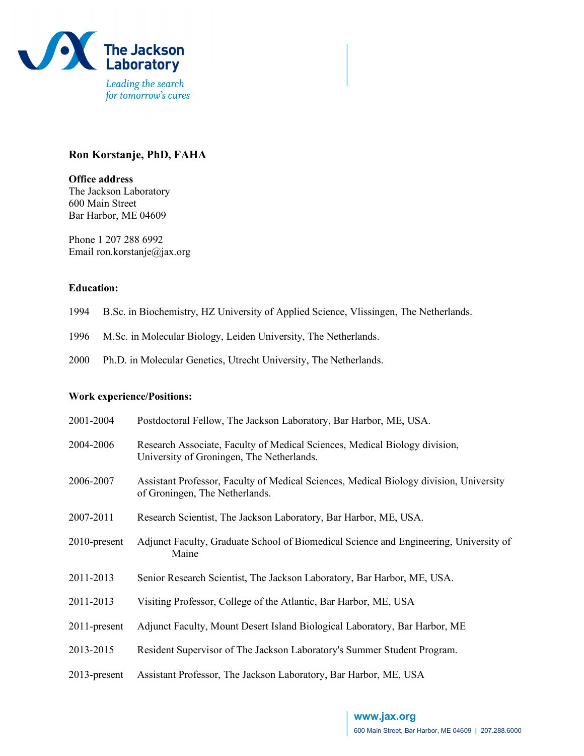**Ron Korstanje, PhD, FAHA**

**Office address**
The Jackson Laboratory
600 Main Street
Bar Harbor, ME 04609

Phone 1 207 288 6992
Email ron.korstanje@jax.org

**Education:**

1994 B.Sc. in Biochemistry, HZ University of Applied Science, Vlissingen, The Netherlands.

1996 M.Sc. in Molecular Biology, Leiden University, The Netherlands.

2000 Ph.D. in Molecular Genetics, Utrecht University, The Netherlands.

**Work experience/Positions:**

2001-2004 Postdoctoral Fellow, The Jackson Laboratory, Bar Harbor, ME, USA.

2004-2006 Research Associate, Faculty of Medical Sciences, Medical Biology division, University of Groningen, The Netherlands.

2006-2007 Assistant Professor, Faculty of Medical Sciences, Medical Biology division, University of Groningen, The Netherlands.

2007-2011 Research Scientist, The Jackson Laboratory, Bar Harbor, ME, USA.

2010-present Adjunct Faculty, Graduate School of Biomedical Science and Engineering, University of Maine

2011-2013 Senior Research Scientist, The Jackson Laboratory, Bar Harbor, ME, USA.

2011-2013 Visiting Professor, College of the Atlantic, Bar Harbor, ME, USA

2011-present Adjunct Faculty, Mount Desert Island Biological Laboratory, Bar Harbor, ME

2013-2015 Resident Supervisor of The Jackson Laboratory's Summer Student Program.

2013-present Assistant Professor, The Jackson Laboratory, Bar Harbor, ME, USA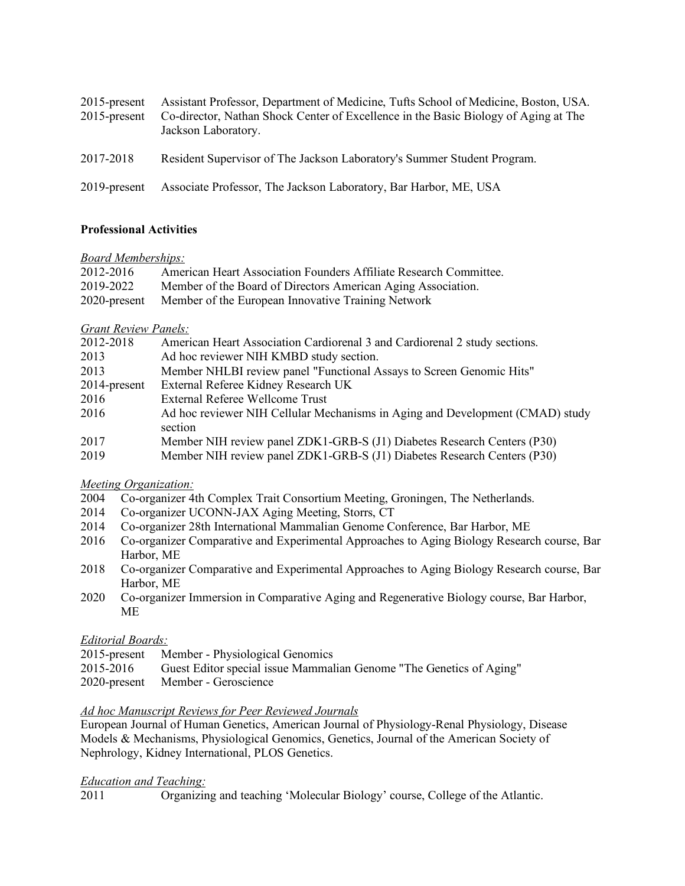2015-present Assistant Professor, Department of Medicine, Tufts School of Medicine, Boston, USA.
2015-present Co-director, Nathan Shock Center of Excellence in the Basic Biology of Aging at The Jackson Laboratory.

2017-2018 Resident Supervisor of The Jackson Laboratory's Summer Student Program.

2019-present Associate Professor, The Jackson Laboratory, Bar Harbor, ME, USA

**Professional Activities**

*Board Memberships:*

2012-2016 American Heart Association Founders Affiliate Research Committee.
2019-2022 Member of the Board of Directors American Aging Association.
2020-present Member of the European Innovative Training Network

*Grant Review Panels:*

2012-2018 American Heart Association Cardiorenal 3 and Cardiorenal 2 study sections.
2013 Ad hoc reviewer NIH KMBD study section.
2013 Member NHLBI review panel "Functional Assays to Screen Genomic Hits"
2014-present External Referee Kidney Research UK
2016 External Referee Wellcome Trust
2016 Ad hoc reviewer NIH Cellular Mechanisms in Aging and Development (CMAD) study section
2017 Member NIH review panel ZDK1-GRB-S (J1) Diabetes Research Centers (P30)
2019 Member NIH review panel ZDK1-GRB-S (J1) Diabetes Research Centers (P30)

*Meeting Organization:*

2004 Co-organizer 4th Complex Trait Consortium Meeting, Groningen, The Netherlands.
2014 Co-organizer UCONN-JAX Aging Meeting, Storrs, CT
2014 Co-organizer 28th International Mammalian Genome Conference, Bar Harbor, ME
2016 Co-organizer Comparative and Experimental Approaches to Aging Biology Research course, Bar Harbor, ME
2018 Co-organizer Comparative and Experimental Approaches to Aging Biology Research course, Bar Harbor, ME
2020 Co-organizer Immersion in Comparative Aging and Regenerative Biology course, Bar Harbor, ME

*Editorial Boards:*

2015-present Member - Physiological Genomics
2015-2016 Guest Editor special issue Mammalian Genome "The Genetics of Aging"
2020-present Member - Geroscience

*Ad hoc Manuscript Reviews for Peer Reviewed Journals*

European Journal of Human Genetics, American Journal of Physiology-Renal Physiology, Disease Models & Mechanisms, Physiological Genomics, Genetics, Journal of the American Society of Nephrology, Kidney International, PLOS Genetics.

*Education and Teaching:*

2011 Organizing and teaching 'Molecular Biology' course, College of the Atlantic.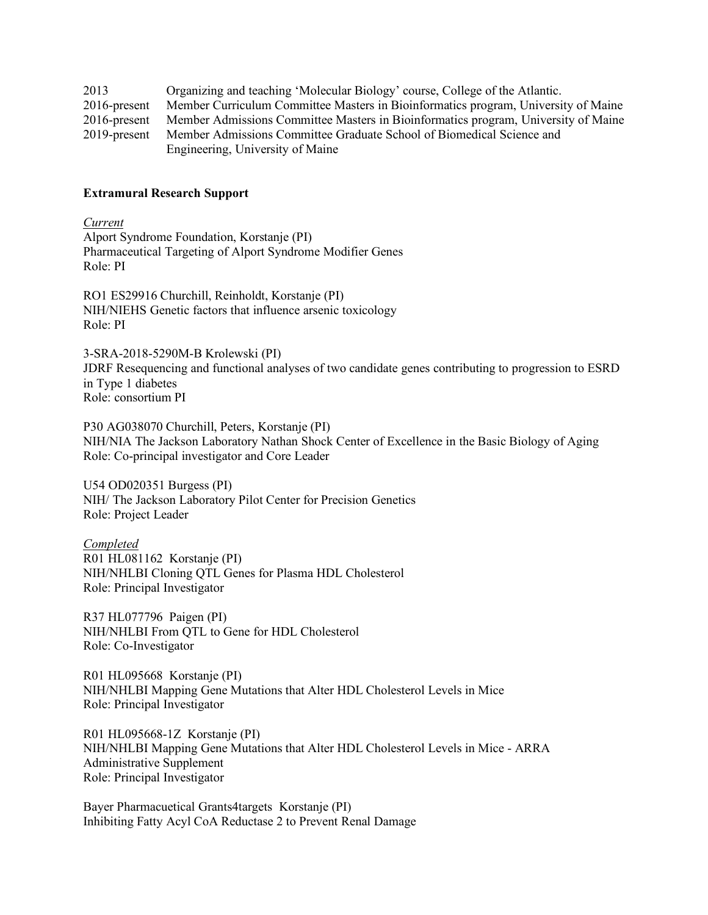2013 Organizing and teaching 'Molecular Biology' course, College of the Atlantic.
2016-present Member Curriculum Committee Masters in Bioinformatics program, University of Maine
2016-present Member Admissions Committee Masters in Bioinformatics program, University of Maine
2019-present Member Admissions Committee Graduate School of Biomedical Science and Engineering, University of Maine

**Extramural Research Support**

*Current*

Alport Syndrome Foundation, Korstanje (PI)
Pharmaceutical Targeting of Alport Syndrome Modifier Genes
Role: PI

RO1 ES29916 Churchill, Reinholdt, Korstanje (PI)
NIH/NIEHS Genetic factors that influence arsenic toxicology
Role: PI

3-SRA-2018-5290M-B Krolewski (PI)
JDRF Resequencing and functional analyses of two candidate genes contributing to progression to ESRD in Type 1 diabetes
Role: consortium PI

P30 AG038070 Churchill, Peters, Korstanje (PI)
NIH/NIA The Jackson Laboratory Nathan Shock Center of Excellence in the Basic Biology of Aging
Role: Co-principal investigator and Core Leader

U54 OD020351 Burgess (PI)
NIH/ The Jackson Laboratory Pilot Center for Precision Genetics
Role: Project Leader

*Completed*

R01 HL081162 Korstanje (PI)
NIH/NHLBI Cloning QTL Genes for Plasma HDL Cholesterol
Role: Principal Investigator

R37 HL077796 Paigen (PI)
NIH/NHLBI From QTL to Gene for HDL Cholesterol
Role: Co-Investigator

R01 HL095668 Korstanje (PI)
NIH/NHLBI Mapping Gene Mutations that Alter HDL Cholesterol Levels in Mice
Role: Principal Investigator

R01 HL095668-1Z Korstanje (PI)
NIH/NHLBI Mapping Gene Mutations that Alter HDL Cholesterol Levels in Mice - ARRA Administrative Supplement
Role: Principal Investigator

Bayer Pharmacuetical Grants4targets Korstanje (PI)
Inhibiting Fatty Acyl CoA Reductase 2 to Prevent Renal Damage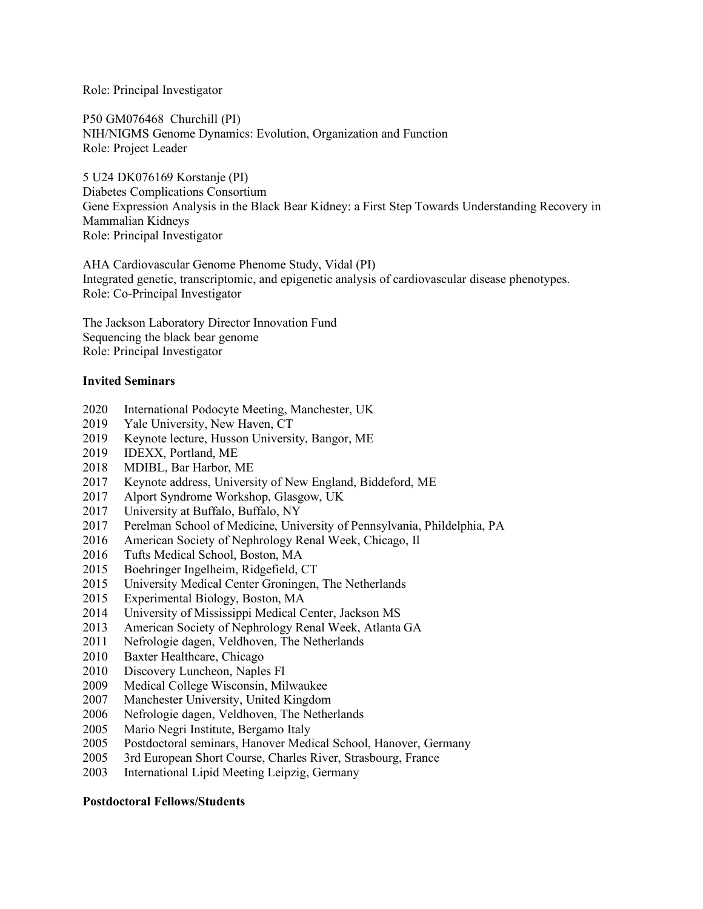Role: Principal Investigator

P50 GM076468 Churchill (PI)
NIH/NIGMS Genome Dynamics: Evolution, Organization and Function
Role: Project Leader

5 U24 DK076169 Korstanje (PI)
Diabetes Complications Consortium
Gene Expression Analysis in the Black Bear Kidney: a First Step Towards Understanding Recovery in Mammalian Kidneys
Role: Principal Investigator

AHA Cardiovascular Genome Phenome Study, Vidal (PI)
Integrated genetic, transcriptomic, and epigenetic analysis of cardiovascular disease phenotypes.
Role: Co-Principal Investigator

The Jackson Laboratory Director Innovation Fund
Sequencing the black bear genome
Role: Principal Investigator

**Invited Seminars**

2020 International Podocyte Meeting, Manchester, UK
2019 Yale University, New Haven, CT
2019 Keynote lecture, Husson University, Bangor, ME
2019 IDEXX, Portland, ME
2018 MDIBL, Bar Harbor, ME
2017 Keynote address, University of New England, Biddeford, ME
2017 Alport Syndrome Workshop, Glasgow, UK
2017 University at Buffalo, Buffalo, NY
2017 Perelman School of Medicine, University of Pennsylvania, Phildelphia, PA
2016 American Society of Nephrology Renal Week, Chicago, Il
2016 Tufts Medical School, Boston, MA
2015 Boehringer Ingelheim, Ridgefield, CT
2015 University Medical Center Groningen, The Netherlands
2015 Experimental Biology, Boston, MA
2014 University of Mississippi Medical Center, Jackson MS
2013 American Society of Nephrology Renal Week, Atlanta GA
2011 Nefrologie dagen, Veldhoven, The Netherlands
2010 Baxter Healthcare, Chicago
2010 Discovery Luncheon, Naples Fl
2009 Medical College Wisconsin, Milwaukee
2007 Manchester University, United Kingdom
2006 Nefrologie dagen, Veldhoven, The Netherlands
2005 Mario Negri Institute, Bergamo Italy
2005 Postdoctoral seminars, Hanover Medical School, Hanover, Germany
2005 3rd European Short Course, Charles River, Strasbourg, France
2003 International Lipid Meeting Leipzig, Germany

**Postdoctoral Fellows/Students**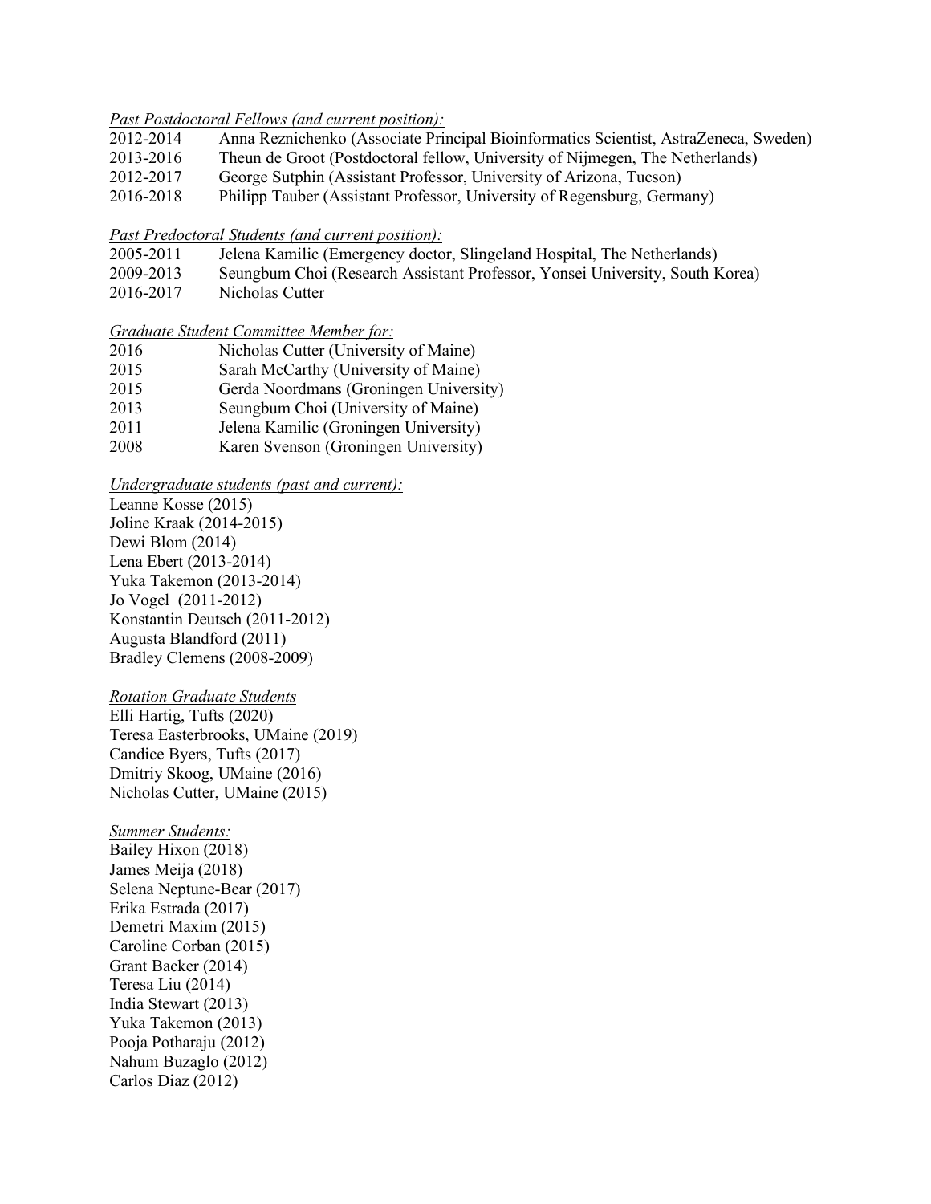*Past Postdoctoral Fellows (and current position):*

2012-2014 Anna Reznichenko (Associate Principal Bioinformatics Scientist, AstraZeneca, Sweden)
2013-2016 Theun de Groot (Postdoctoral fellow, University of Nijmegen, The Netherlands)
2012-2017 George Sutphin (Assistant Professor, University of Arizona, Tucson)
2016-2018 Philipp Tauber (Assistant Professor, University of Regensburg, Germany)

*Past Predoctoral Students (and current position):*

2005-2011 Jelena Kamilic (Emergency doctor, Slingeland Hospital, The Netherlands)
2009-2013 Seungbum Choi (Research Assistant Professor, Yonsei University, South Korea)
2016-2017 Nicholas Cutter

*Graduate Student Committee Member for:*

2016 Nicholas Cutter (University of Maine)
2015 Sarah McCarthy (University of Maine)
2015 Gerda Noordmans (Groningen University)
2013 Seungbum Choi (University of Maine)
2011 Jelena Kamilic (Groningen University)
2008 Karen Svenson (Groningen University)

*Undergraduate students (past and current):*

Leanne Kosse (2015)
Joline Kraak (2014-2015)
Dewi Blom (2014)
Lena Ebert (2013-2014)
Yuka Takemon (2013-2014)
Jo Vogel (2011-2012)
Konstantin Deutsch (2011-2012)
Augusta Blandford (2011)
Bradley Clemens (2008-2009)

*Rotation Graduate Students*

Elli Hartig, Tufts (2020)
Teresa Easterbrooks, UMaine (2019)
Candice Byers, Tufts (2017)
Dmitriy Skoog, UMaine (2016)
Nicholas Cutter, UMaine (2015)

*Summer Students:*

Bailey Hixon (2018)
James Meija (2018)
Selena Neptune-Bear (2017)
Erika Estrada (2017)
Demetri Maxim (2015)
Caroline Corban (2015)
Grant Backer (2014)
Teresa Liu (2014)
India Stewart (2013)
Yuka Takemon (2013)
Pooja Potharaju (2012)
Nahum Buzaglo (2012)
Carlos Diaz (2012)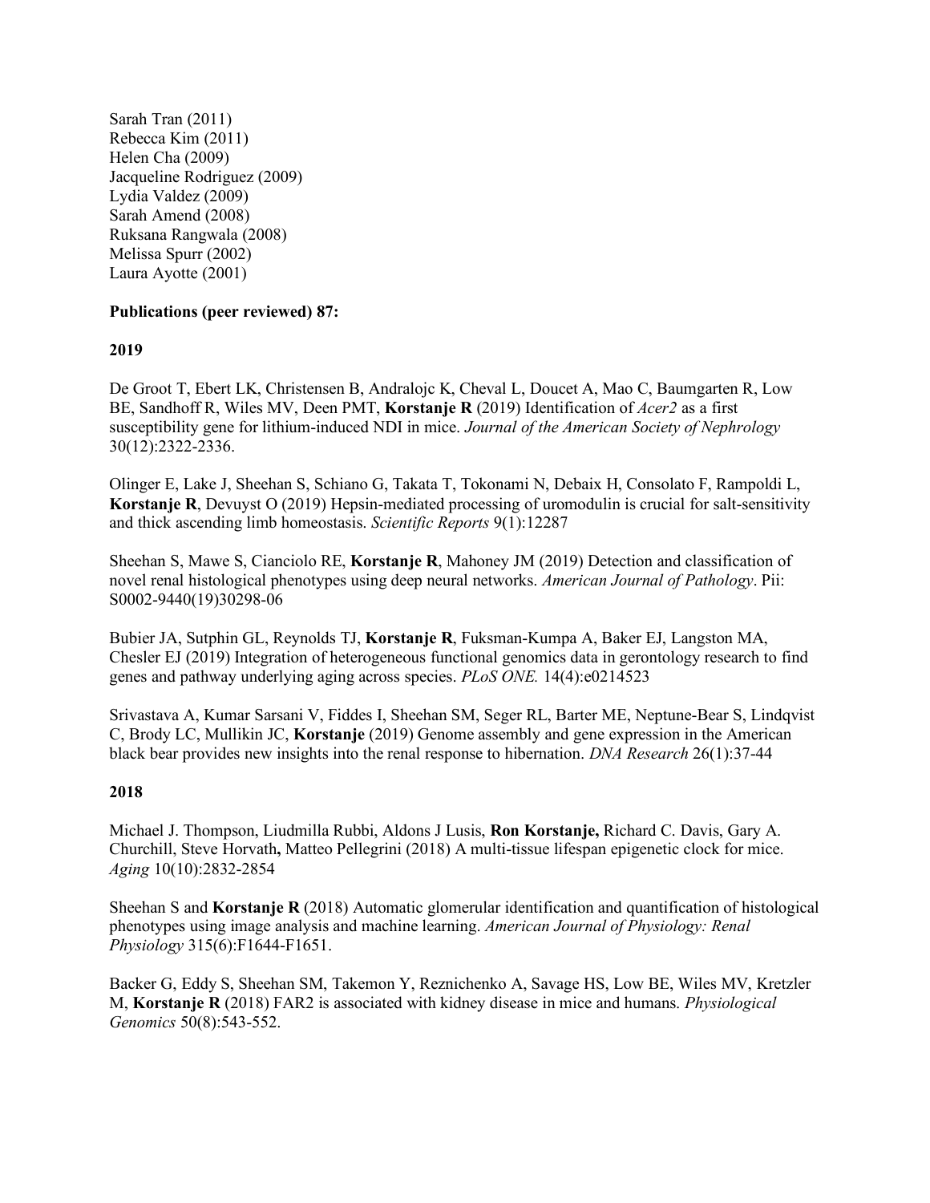Sarah Tran (2011)
Rebecca Kim (2011)
Helen Cha (2009)
Jacqueline Rodriguez (2009)
Lydia Valdez (2009)
Sarah Amend (2008)
Ruksana Rangwala (2008)
Melissa Spurr (2002)
Laura Ayotte (2001)

**Publications (peer reviewed) 87:**

**2019**

De Groot T, Ebert LK, Christensen B, Andralojc K, Cheval L, Doucet A, Mao C, Baumgarten R, Low BE, Sandhoff R, Wiles MV, Deen PMT, **Korstanje R** (2019) Identification of *Acer2* as a first susceptibility gene for lithium-induced NDI in mice. *Journal of the American Society of Nephrology* 30(12):2322-2336.

Olinger E, Lake J, Sheehan S, Schiano G, Takata T, Tokonami N, Debaix H, Consolato F, Rampoldi L, **Korstanje R**, Devuyst O (2019) Hepsin-mediated processing of uromodulin is crucial for salt-sensitivity and thick ascending limb homeostasis. *Scientific Reports* 9(1):12287

Sheehan S, Mawe S, Cianciolo RE, **Korstanje R**, Mahoney JM (2019) Detection and classification of novel renal histological phenotypes using deep neural networks. *American Journal of Pathology*. Pii: S0002-9440(19)30298-06

Bubier JA, Sutphin GL, Reynolds TJ, **Korstanje R**, Fuksman-Kumpa A, Baker EJ, Langston MA, Chesler EJ (2019) Integration of heterogeneous functional genomics data in gerontology research to find genes and pathway underlying aging across species. *PLoS ONE.* 14(4):e0214523

Srivastava A, Kumar Sarsani V, Fiddes I, Sheehan SM, Seger RL, Barter ME, Neptune-Bear S, Lindqvist C, Brody LC, Mullikin JC, **Korstanje** (2019) Genome assembly and gene expression in the American black bear provides new insights into the renal response to hibernation. *DNA Research* 26(1):37-44

**2018**

Michael J. Thompson, Liudmilla Rubbi, Aldons J Lusis, **Ron Korstanje,** Richard C. Davis, Gary A. Churchill, Steve Horvath**,** Matteo Pellegrini (2018) A multi-tissue lifespan epigenetic clock for mice. *Aging* 10(10):2832-2854

Sheehan S and **Korstanje R** (2018) Automatic glomerular identification and quantification of histological phenotypes using image analysis and machine learning. *American Journal of Physiology: Renal Physiology* 315(6):F1644-F1651.

Backer G, Eddy S, Sheehan SM, Takemon Y, Reznichenko A, Savage HS, Low BE, Wiles MV, Kretzler M, **Korstanje R** (2018) FAR2 is associated with kidney disease in mice and humans. *Physiological Genomics* 50(8):543-552.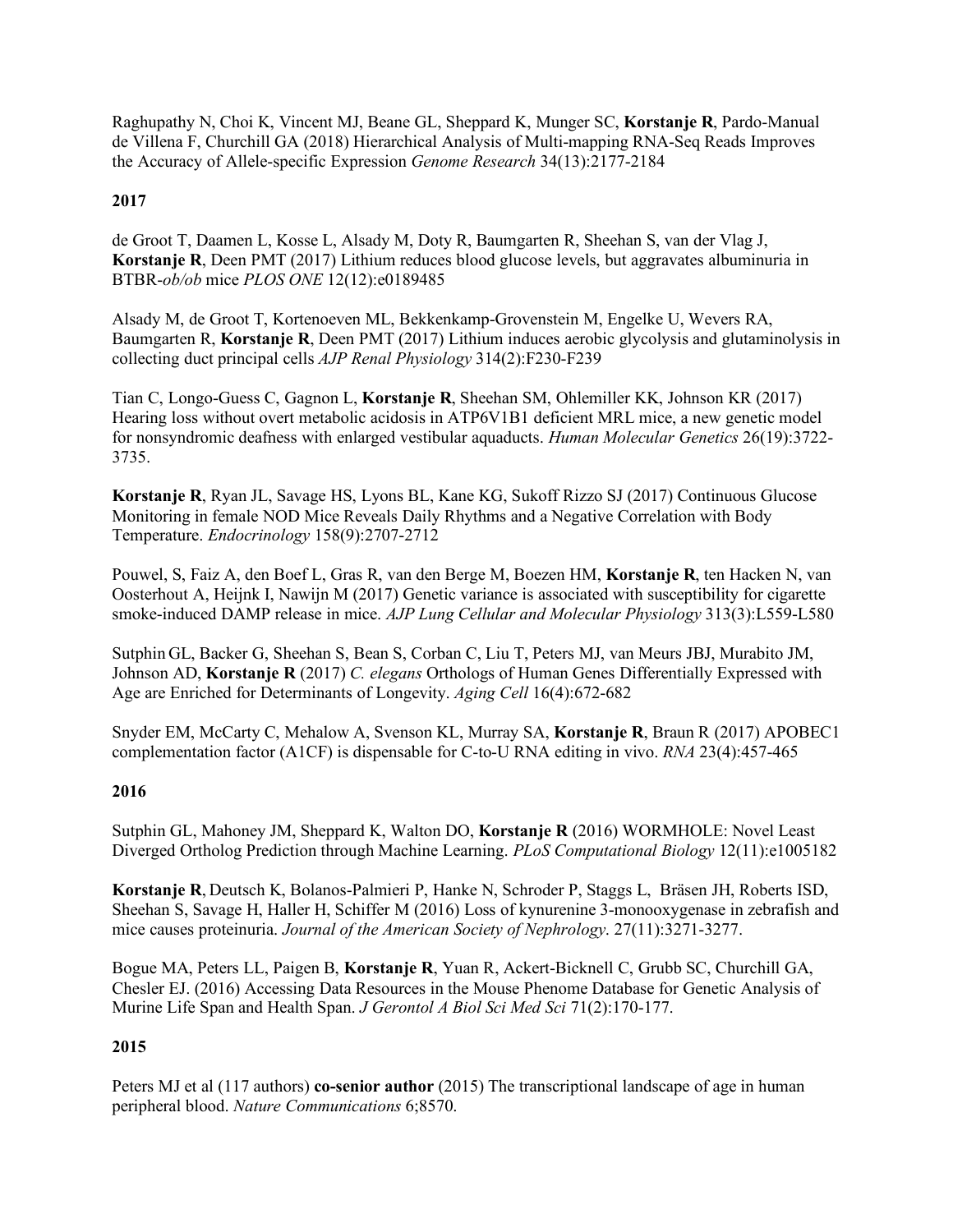Raghupathy N, Choi K, Vincent MJ, Beane GL, Sheppard K, Munger SC, **Korstanje R**, Pardo-Manual de Villena F, Churchill GA (2018) Hierarchical Analysis of Multi-mapping RNA-Seq Reads Improves the Accuracy of Allele-specific Expression *Genome Research* 34(13):2177-2184

**2017**

de Groot T, Daamen L, Kosse L, Alsady M, Doty R, Baumgarten R, Sheehan S, van der Vlag J, **Korstanje R**, Deen PMT (2017) Lithium reduces blood glucose levels, but aggravates albuminuria in BTBR-*ob/ob* mice *PLOS ONE* 12(12):e0189485

Alsady M, de Groot T, Kortenoeven ML, Bekkenkamp-Grovenstein M, Engelke U, Wevers RA, Baumgarten R, **Korstanje R**, Deen PMT (2017) Lithium induces aerobic glycolysis and glutaminolysis in collecting duct principal cells *AJP Renal Physiology* 314(2):F230-F239

Tian C, Longo-Guess C, Gagnon L, **Korstanje R**, Sheehan SM, Ohlemiller KK, Johnson KR (2017) Hearing loss without overt metabolic acidosis in ATP6V1B1 deficient MRL mice, a new genetic model for nonsyndromic deafness with enlarged vestibular aquaducts. *Human Molecular Genetics* 26(19):3722-3735.

**Korstanje R**, Ryan JL, Savage HS, Lyons BL, Kane KG, Sukoff Rizzo SJ (2017) Continuous Glucose Monitoring in female NOD Mice Reveals Daily Rhythms and a Negative Correlation with Body Temperature. *Endocrinology* 158(9):2707-2712

Pouwel, S, Faiz A, den Boef L, Gras R, van den Berge M, Boezen HM, **Korstanje R**, ten Hacken N, van Oosterhout A, Heijnk I, Nawijn M (2017) Genetic variance is associated with susceptibility for cigarette smoke-induced DAMP release in mice. *AJP Lung Cellular and Molecular Physiology* 313(3):L559-L580

Sutphin GL, Backer G, Sheehan S, Bean S, Corban C, Liu T, Peters MJ, van Meurs JBJ, Murabito JM, Johnson AD, **Korstanje R** (2017) *C. elegans* Orthologs of Human Genes Differentially Expressed with Age are Enriched for Determinants of Longevity. *Aging Cell* 16(4):672-682

Snyder EM, McCarty C, Mehalow A, Svenson KL, Murray SA, **Korstanje R**, Braun R (2017) APOBEC1 complementation factor (A1CF) is dispensable for C-to-U RNA editing in vivo. *RNA* 23(4):457-465

**2016**

Sutphin GL, Mahoney JM, Sheppard K, Walton DO, **Korstanje R** (2016) WORMHOLE: Novel Least Diverged Ortholog Prediction through Machine Learning. *PLoS Computational Biology* 12(11):e1005182

**Korstanje R**, Deutsch K, Bolanos-Palmieri P, Hanke N, Schroder P, Staggs L, Bräsen JH, Roberts ISD, Sheehan S, Savage H, Haller H, Schiffer M (2016) Loss of kynurenine 3-monooxygenase in zebrafish and mice causes proteinuria. *Journal of the American Society of Nephrology*. 27(11):3271-3277.

Bogue MA, Peters LL, Paigen B, **Korstanje R**, Yuan R, Ackert-Bicknell C, Grubb SC, Churchill GA, Chesler EJ. (2016) Accessing Data Resources in the Mouse Phenome Database for Genetic Analysis of Murine Life Span and Health Span. *J Gerontol A Biol Sci Med Sci* 71(2):170-177.

**2015**

Peters MJ et al (117 authors) **co-senior author** (2015) The transcriptional landscape of age in human peripheral blood. *Nature Communications* 6;8570.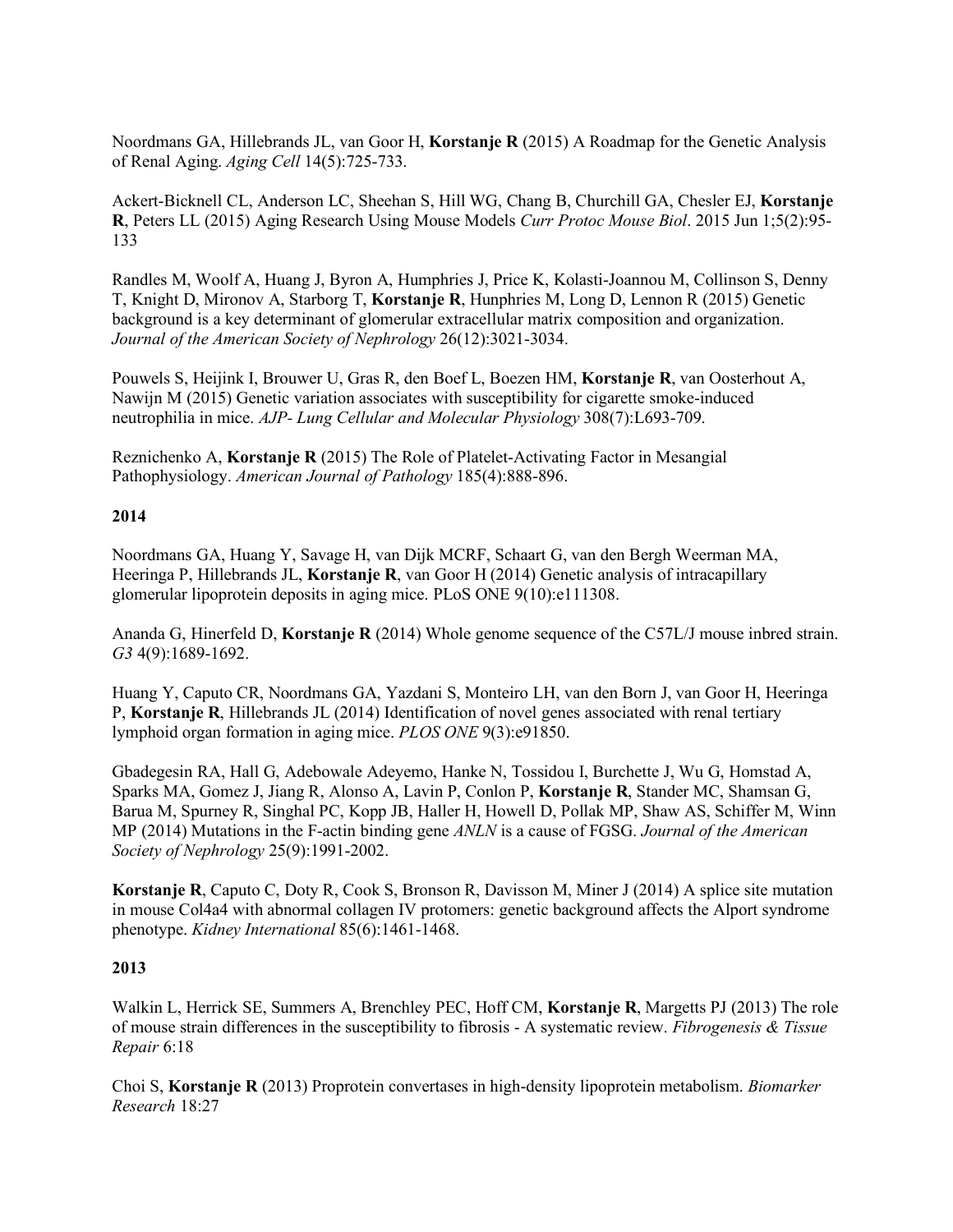Noordmans GA, Hillebrands JL, van Goor H, **Korstanje R** (2015) A Roadmap for the Genetic Analysis of Renal Aging. *Aging Cell* 14(5):725-733.

Ackert-Bicknell CL, Anderson LC, Sheehan S, Hill WG, Chang B, Churchill GA, Chesler EJ, **Korstanje R**, Peters LL (2015) Aging Research Using Mouse Models *Curr Protoc Mouse Biol*. 2015 Jun 1;5(2):95-133

Randles M, Woolf A, Huang J, Byron A, Humphries J, Price K, Kolasti-Joannou M, Collinson S, Denny T, Knight D, Mironov A, Starborg T, **Korstanje R**, Hunphries M, Long D, Lennon R (2015) Genetic background is a key determinant of glomerular extracellular matrix composition and organization. *Journal of the American Society of Nephrology* 26(12):3021-3034.

Pouwels S, Heijink I, Brouwer U, Gras R, den Boef L, Boezen HM, **Korstanje R**, van Oosterhout A, Nawijn M (2015) Genetic variation associates with susceptibility for cigarette smoke-induced neutrophilia in mice. *AJP- Lung Cellular and Molecular Physiology* 308(7):L693-709.

Reznichenko A, **Korstanje R** (2015) The Role of Platelet-Activating Factor in Mesangial Pathophysiology. *American Journal of Pathology* 185(4):888-896.

**2014**

Noordmans GA, Huang Y, Savage H, van Dijk MCRF, Schaart G, van den Bergh Weerman MA, Heeringa P, Hillebrands JL, **Korstanje R**, van Goor H (2014) Genetic analysis of intracapillary glomerular lipoprotein deposits in aging mice. PLoS ONE 9(10):e111308.

Ananda G, Hinerfeld D, **Korstanje R** (2014) Whole genome sequence of the C57L/J mouse inbred strain. *G3* 4(9):1689-1692.

Huang Y, Caputo CR, Noordmans GA, Yazdani S, Monteiro LH, van den Born J, van Goor H, Heeringa P, **Korstanje R**, Hillebrands JL (2014) Identification of novel genes associated with renal tertiary lymphoid organ formation in aging mice. *PLOS ONE* 9(3):e91850.

Gbadegesin RA, Hall G, Adebowale Adeyemo, Hanke N, Tossidou I, Burchette J, Wu G, Homstad A, Sparks MA, Gomez J, Jiang R, Alonso A, Lavin P, Conlon P, **Korstanje R**, Stander MC, Shamsan G, Barua M, Spurney R, Singhal PC, Kopp JB, Haller H, Howell D, Pollak MP, Shaw AS, Schiffer M, Winn MP (2014) Mutations in the F-actin binding gene *ANLN* is a cause of FGSG. *Journal of the American Society of Nephrology* 25(9):1991-2002.

**Korstanje R**, Caputo C, Doty R, Cook S, Bronson R, Davisson M, Miner J (2014) A splice site mutation in mouse Col4a4 with abnormal collagen IV protomers: genetic background affects the Alport syndrome phenotype. *Kidney International* 85(6):1461-1468.

**2013**

Walkin L, Herrick SE, Summers A, Brenchley PEC, Hoff CM, **Korstanje R**, Margetts PJ (2013) The role of mouse strain differences in the susceptibility to fibrosis - A systematic review. *Fibrogenesis & Tissue Repair* 6:18

Choi S, **Korstanje R** (2013) Proprotein convertases in high-density lipoprotein metabolism. *Biomarker Research* 18:27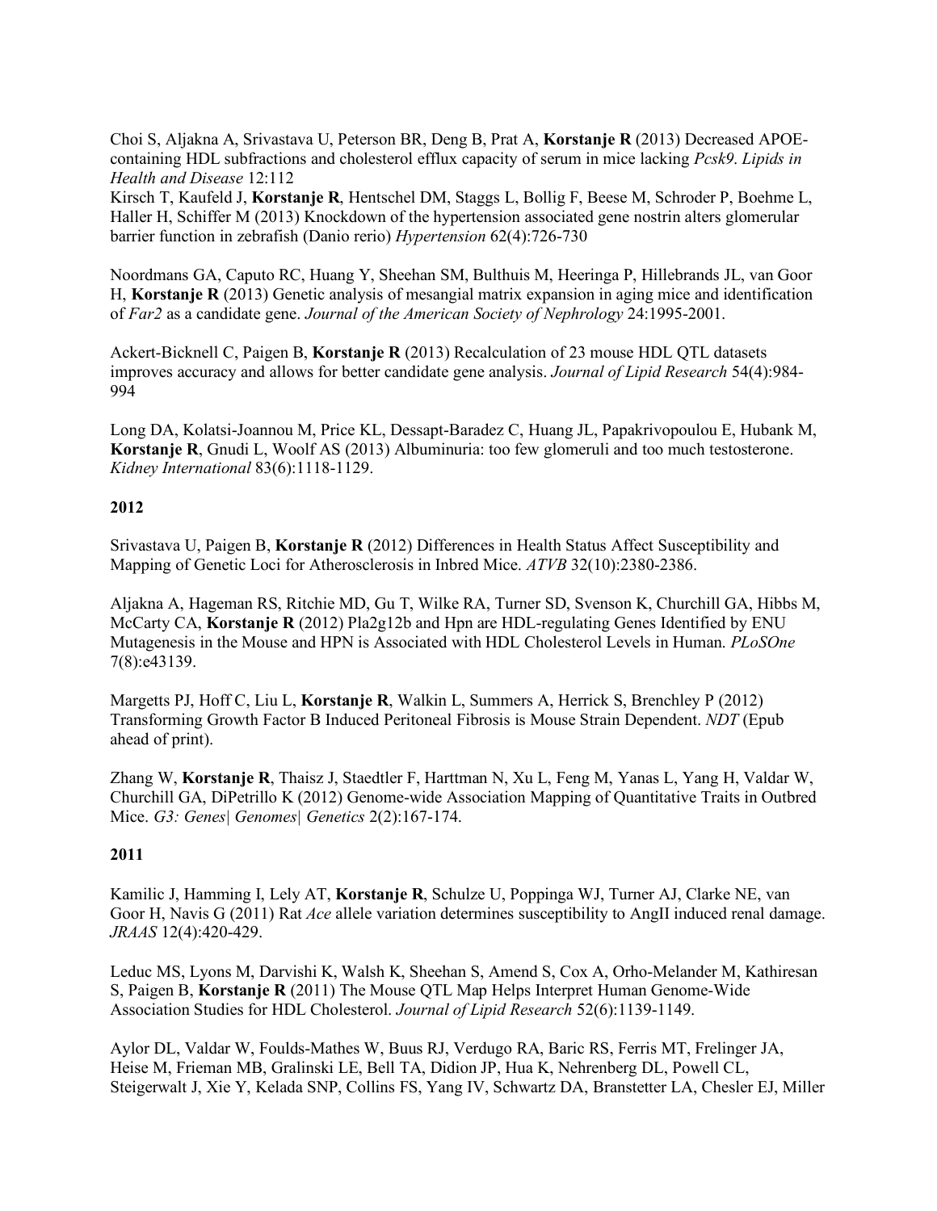Choi S, Aljakna A, Srivastava U, Peterson BR, Deng B, Prat A, **Korstanje R** (2013) Decreased APOE-containing HDL subfractions and cholesterol efflux capacity of serum in mice lacking *Pcsk9*. *Lipids in Health and Disease* 12:112

Kirsch T, Kaufeld J, **Korstanje R**, Hentschel DM, Staggs L, Bollig F, Beese M, Schroder P, Boehme L, Haller H, Schiffer M (2013) Knockdown of the hypertension associated gene nostrin alters glomerular barrier function in zebrafish (Danio rerio) *Hypertension* 62(4):726-730

Noordmans GA, Caputo RC, Huang Y, Sheehan SM, Bulthuis M, Heeringa P, Hillebrands JL, van Goor H, **Korstanje R** (2013) Genetic analysis of mesangial matrix expansion in aging mice and identification of *Far2* as a candidate gene. *Journal of the American Society of Nephrology* 24:1995-2001.

Ackert-Bicknell C, Paigen B, **Korstanje R** (2013) Recalculation of 23 mouse HDL QTL datasets improves accuracy and allows for better candidate gene analysis. *Journal of Lipid Research* 54(4):984-994

Long DA, Kolatsi-Joannou M, Price KL, Dessapt-Baradez C, Huang JL, Papakrivopoulou E, Hubank M, **Korstanje R**, Gnudi L, Woolf AS (2013) Albuminuria: too few glomeruli and too much testosterone. *Kidney International* 83(6):1118-1129.

**2012**

Srivastava U, Paigen B, **Korstanje R** (2012) Differences in Health Status Affect Susceptibility and Mapping of Genetic Loci for Atherosclerosis in Inbred Mice. *ATVB* 32(10):2380-2386.

Aljakna A, Hageman RS, Ritchie MD, Gu T, Wilke RA, Turner SD, Svenson K, Churchill GA, Hibbs M, McCarty CA, **Korstanje R** (2012) Pla2g12b and Hpn are HDL-regulating Genes Identified by ENU Mutagenesis in the Mouse and HPN is Associated with HDL Cholesterol Levels in Human. *PLoSOne* 7(8):e43139.

Margetts PJ, Hoff C, Liu L, **Korstanje R**, Walkin L, Summers A, Herrick S, Brenchley P (2012) Transforming Growth Factor B Induced Peritoneal Fibrosis is Mouse Strain Dependent. *NDT* (Epub ahead of print).

Zhang W, **Korstanje R**, Thaisz J, Staedtler F, Harttman N, Xu L, Feng M, Yanas L, Yang H, Valdar W, Churchill GA, DiPetrillo K (2012) Genome-wide Association Mapping of Quantitative Traits in Outbred Mice. *G3: Genes| Genomes| Genetics* 2(2):167-174.

**2011**

Kamilic J, Hamming I, Lely AT, **Korstanje R**, Schulze U, Poppinga WJ, Turner AJ, Clarke NE, van Goor H, Navis G (2011) Rat *Ace* allele variation determines susceptibility to AngII induced renal damage. *JRAAS* 12(4):420-429.

Leduc MS, Lyons M, Darvishi K, Walsh K, Sheehan S, Amend S, Cox A, Orho-Melander M, Kathiresan S, Paigen B, **Korstanje R** (2011) The Mouse QTL Map Helps Interpret Human Genome-Wide Association Studies for HDL Cholesterol. *Journal of Lipid Research* 52(6):1139-1149.

Aylor DL, Valdar W, Foulds-Mathes W, Buus RJ, Verdugo RA, Baric RS, Ferris MT, Frelinger JA, Heise M, Frieman MB, Gralinski LE, Bell TA, Didion JP, Hua K, Nehrenberg DL, Powell CL, Steigerwalt J, Xie Y, Kelada SNP, Collins FS, Yang IV, Schwartz DA, Branstetter LA, Chesler EJ, Miller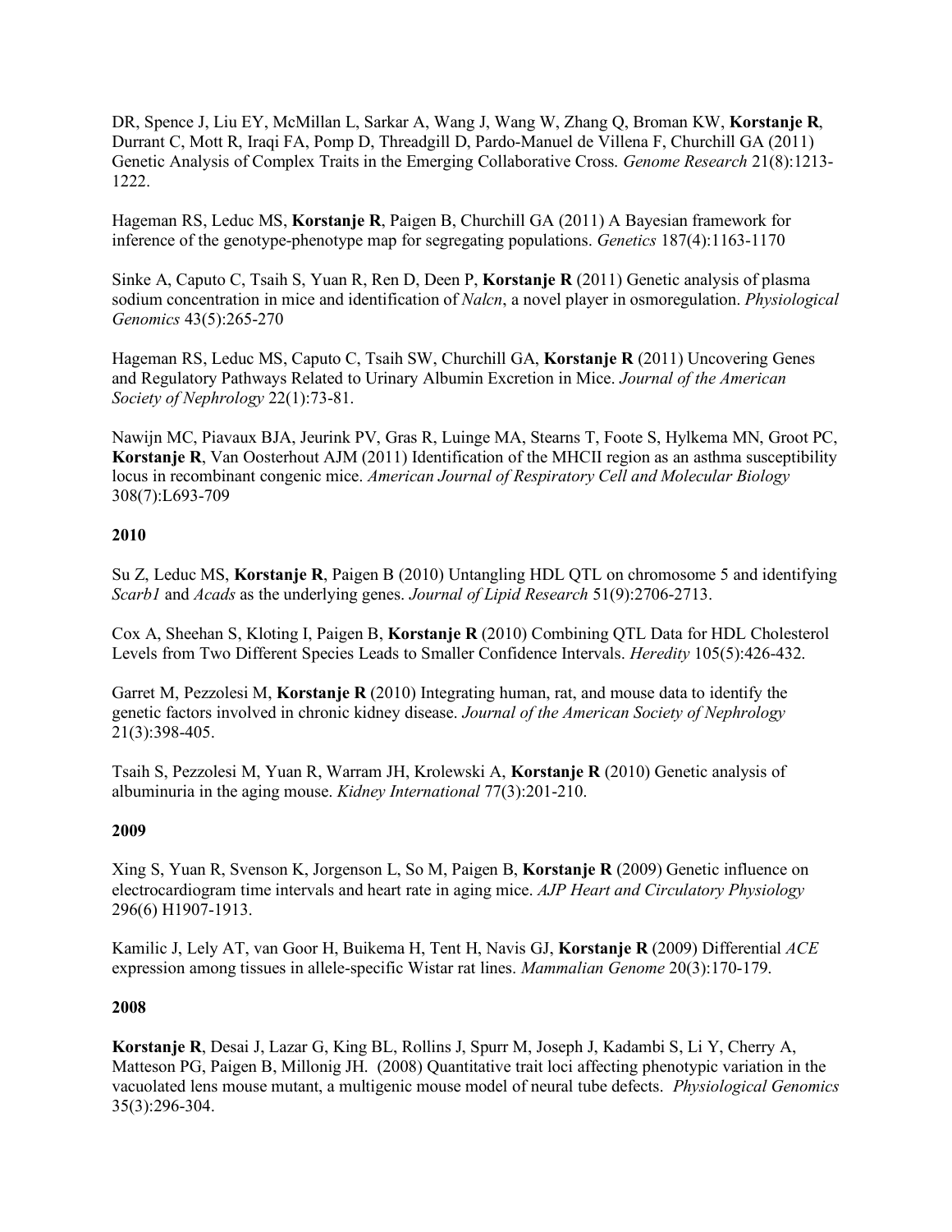DR, Spence J, Liu EY, McMillan L, Sarkar A, Wang J, Wang W, Zhang Q, Broman KW, **Korstanje R**, Durrant C, Mott R, Iraqi FA, Pomp D, Threadgill D, Pardo-Manuel de Villena F, Churchill GA (2011) Genetic Analysis of Complex Traits in the Emerging Collaborative Cross. *Genome Research* 21(8):1213-1222.

Hageman RS, Leduc MS, **Korstanje R**, Paigen B, Churchill GA (2011) A Bayesian framework for inference of the genotype-phenotype map for segregating populations. *Genetics* 187(4):1163-1170

Sinke A, Caputo C, Tsaih S, Yuan R, Ren D, Deen P, **Korstanje R** (2011) Genetic analysis of plasma sodium concentration in mice and identification of *Nalcn*, a novel player in osmoregulation. *Physiological Genomics* 43(5):265-270

Hageman RS, Leduc MS, Caputo C, Tsaih SW, Churchill GA, **Korstanje R** (2011) Uncovering Genes and Regulatory Pathways Related to Urinary Albumin Excretion in Mice. *Journal of the American Society of Nephrology* 22(1):73-81.

Nawijn MC, Piavaux BJA, Jeurink PV, Gras R, Luinge MA, Stearns T, Foote S, Hylkema MN, Groot PC, **Korstanje R**, Van Oosterhout AJM (2011) Identification of the MHCII region as an asthma susceptibility locus in recombinant congenic mice. *American Journal of Respiratory Cell and Molecular Biology* 308(7):L693-709

**2010**

Su Z, Leduc MS, **Korstanje R**, Paigen B (2010) Untangling HDL QTL on chromosome 5 and identifying *Scarb1* and *Acads* as the underlying genes. *Journal of Lipid Research* 51(9):2706-2713.

Cox A, Sheehan S, Kloting I, Paigen B, **Korstanje R** (2010) Combining QTL Data for HDL Cholesterol Levels from Two Different Species Leads to Smaller Confidence Intervals. *Heredity* 105(5):426-432.

Garret M, Pezzolesi M, **Korstanje R** (2010) Integrating human, rat, and mouse data to identify the genetic factors involved in chronic kidney disease. *Journal of the American Society of Nephrology* 21(3):398-405.

Tsaih S, Pezzolesi M, Yuan R, Warram JH, Krolewski A, **Korstanje R** (2010) Genetic analysis of albuminuria in the aging mouse. *Kidney International* 77(3):201-210.

**2009**

Xing S, Yuan R, Svenson K, Jorgenson L, So M, Paigen B, **Korstanje R** (2009) Genetic influence on electrocardiogram time intervals and heart rate in aging mice. *AJP Heart and Circulatory Physiology* 296(6) H1907-1913.

Kamilic J, Lely AT, van Goor H, Buikema H, Tent H, Navis GJ, **Korstanje R** (2009) Differential *ACE* expression among tissues in allele-specific Wistar rat lines. *Mammalian Genome* 20(3):170-179.

**2008**

**Korstanje R**, Desai J, Lazar G, King BL, Rollins J, Spurr M, Joseph J, Kadambi S, Li Y, Cherry A, Matteson PG, Paigen B, Millonig JH. (2008) Quantitative trait loci affecting phenotypic variation in the vacuolated lens mouse mutant, a multigenic mouse model of neural tube defects. *Physiological Genomics* 35(3):296-304.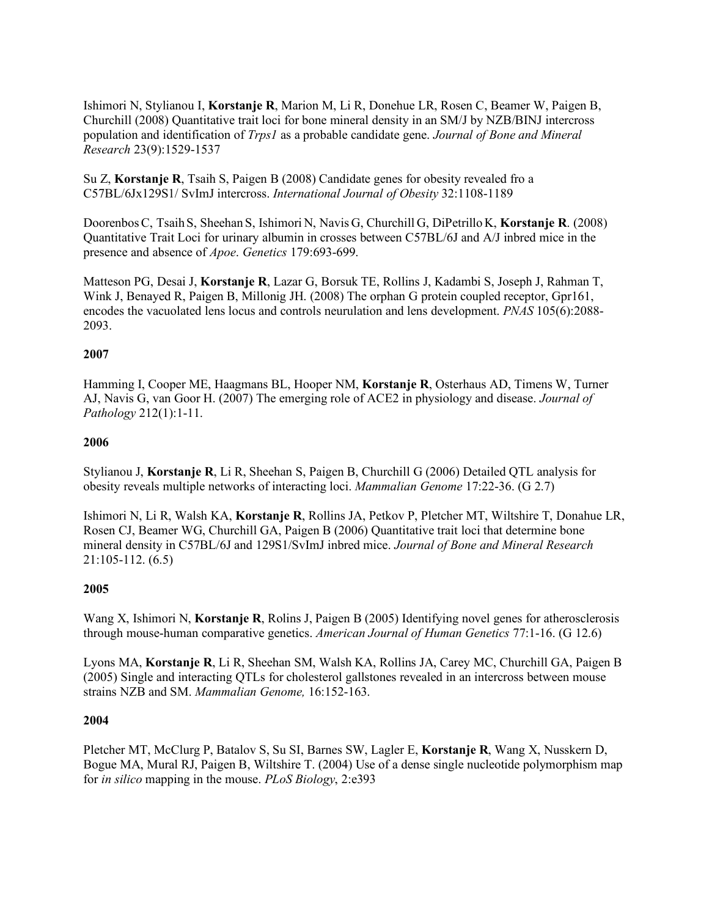Ishimori N, Stylianou I, **Korstanje R**, Marion M, Li R, Donehue LR, Rosen C, Beamer W, Paigen B, Churchill (2008) Quantitative trait loci for bone mineral density in an SM/J by NZB/BINJ intercross population and identification of *Trps1* as a probable candidate gene. *Journal of Bone and Mineral Research* 23(9):1529-1537

Su Z, **Korstanje R**, Tsaih S, Paigen B (2008) Candidate genes for obesity revealed fro a C57BL/6Jx129S1/ SvImJ intercross. *International Journal of Obesity* 32:1108-1189

Doorenbos C, Tsaih S, Sheehan S, Ishimori N, Navis G, Churchill G, DiPetrillo K, **Korstanje R**. (2008) Quantitative Trait Loci for urinary albumin in crosses between C57BL/6J and A/J inbred mice in the presence and absence of *Apoe*. *Genetics* 179:693-699.

Matteson PG, Desai J, **Korstanje R**, Lazar G, Borsuk TE, Rollins J, Kadambi S, Joseph J, Rahman T, Wink J, Benayed R, Paigen B, Millonig JH. (2008) The orphan G protein coupled receptor, Gpr161, encodes the vacuolated lens locus and controls neurulation and lens development. *PNAS* 105(6):2088-2093.

**2007**

Hamming I, Cooper ME, Haagmans BL, Hooper NM, **Korstanje R**, Osterhaus AD, Timens W, Turner AJ, Navis G, van Goor H. (2007) The emerging role of ACE2 in physiology and disease. *Journal of Pathology* 212(1):1-11.

**2006**

Stylianou J, **Korstanje R**, Li R, Sheehan S, Paigen B, Churchill G (2006) Detailed QTL analysis for obesity reveals multiple networks of interacting loci. *Mammalian Genome* 17:22-36. (G 2.7)

Ishimori N, Li R, Walsh KA, **Korstanje R**, Rollins JA, Petkov P, Pletcher MT, Wiltshire T, Donahue LR, Rosen CJ, Beamer WG, Churchill GA, Paigen B (2006) Quantitative trait loci that determine bone mineral density in C57BL/6J and 129S1/SvImJ inbred mice. *Journal of Bone and Mineral Research* 21:105-112. (6.5)

**2005**

Wang X, Ishimori N, **Korstanje R**, Rolins J, Paigen B (2005) Identifying novel genes for atherosclerosis through mouse-human comparative genetics. *American Journal of Human Genetics* 77:1-16. (G 12.6)

Lyons MA, **Korstanje R**, Li R, Sheehan SM, Walsh KA, Rollins JA, Carey MC, Churchill GA, Paigen B (2005) Single and interacting QTLs for cholesterol gallstones revealed in an intercross between mouse strains NZB and SM. *Mammalian Genome,* 16:152-163.

**2004**

Pletcher MT, McClurg P, Batalov S, Su SI, Barnes SW, Lagler E, **Korstanje R**, Wang X, Nusskern D, Bogue MA, Mural RJ, Paigen B, Wiltshire T. (2004) Use of a dense single nucleotide polymorphism map for *in silico* mapping in the mouse. *PLoS Biology*, 2:e393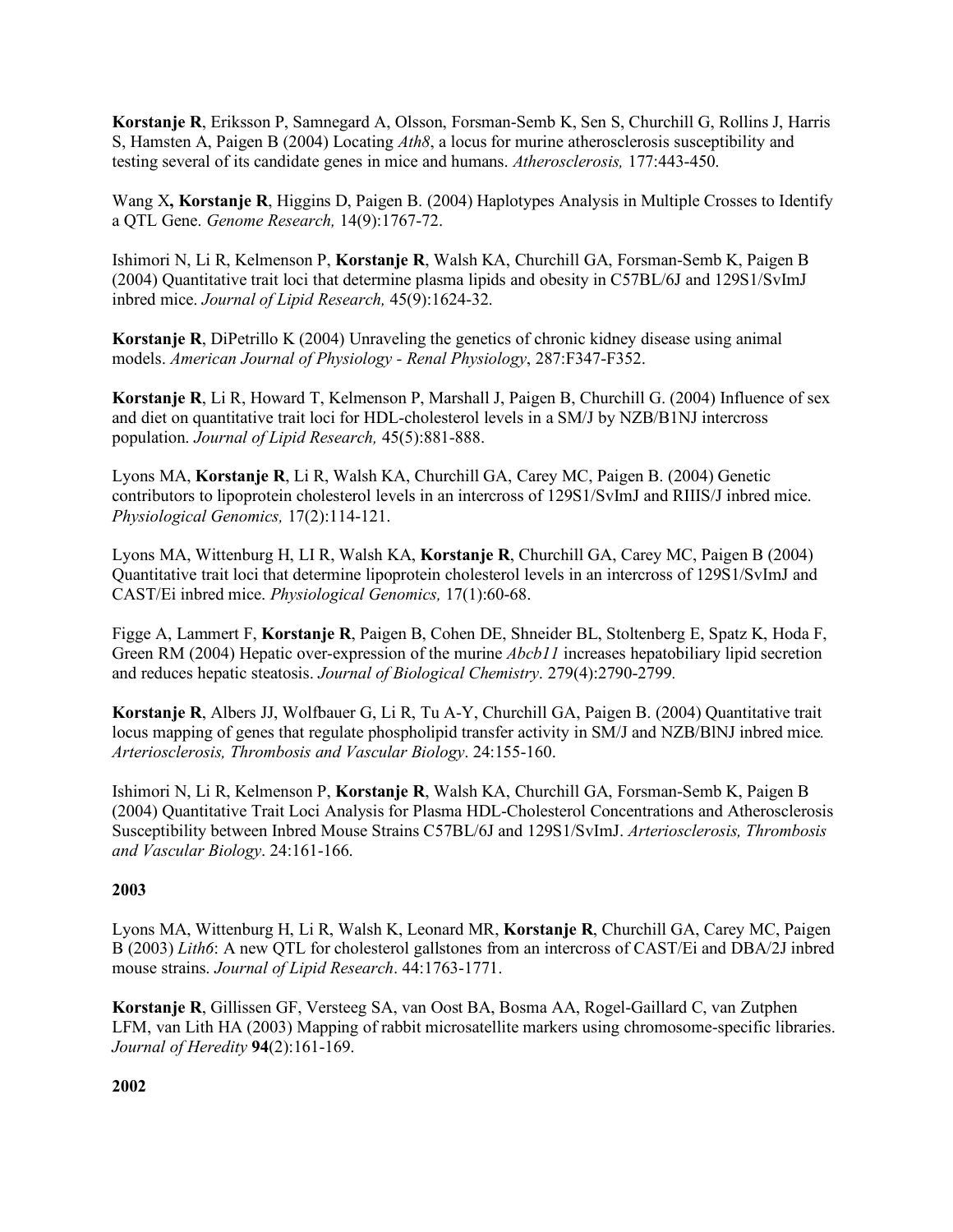**Korstanje R**, Eriksson P, Samnegard A, Olsson, Forsman-Semb K, Sen S, Churchill G, Rollins J, Harris S, Hamsten A, Paigen B (2004) Locating *Ath8*, a locus for murine atherosclerosis susceptibility and testing several of its candidate genes in mice and humans. *Atherosclerosis,* 177:443-450.

Wang X**, Korstanje R**, Higgins D, Paigen B. (2004) Haplotypes Analysis in Multiple Crosses to Identify a QTL Gene. *Genome Research,* 14(9):1767-72.

Ishimori N, Li R, Kelmenson P, **Korstanje R**, Walsh KA, Churchill GA, Forsman-Semb K, Paigen B (2004) Quantitative trait loci that determine plasma lipids and obesity in C57BL/6J and 129S1/SvImJ inbred mice. *Journal of Lipid Research,* 45(9):1624-32.

**Korstanje R**, DiPetrillo K (2004) Unraveling the genetics of chronic kidney disease using animal models. *American Journal of Physiology - Renal Physiology*, 287:F347-F352.

**Korstanje R**, Li R, Howard T, Kelmenson P, Marshall J, Paigen B, Churchill G. (2004) Influence of sex and diet on quantitative trait loci for HDL-cholesterol levels in a SM/J by NZB/B1NJ intercross population. *Journal of Lipid Research,* 45(5):881-888.

Lyons MA, **Korstanje R**, Li R, Walsh KA, Churchill GA, Carey MC, Paigen B. (2004) Genetic contributors to lipoprotein cholesterol levels in an intercross of 129S1/SvImJ and RIIIS/J inbred mice. *Physiological Genomics,* 17(2):114-121.

Lyons MA, Wittenburg H, LI R, Walsh KA, **Korstanje R**, Churchill GA, Carey MC, Paigen B (2004) Quantitative trait loci that determine lipoprotein cholesterol levels in an intercross of 129S1/SvImJ and CAST/Ei inbred mice. *Physiological Genomics,* 17(1):60-68.

Figge A, Lammert F, **Korstanje R**, Paigen B, Cohen DE, Shneider BL, Stoltenberg E, Spatz K, Hoda F, Green RM (2004) Hepatic over-expression of the murine *Abcb11* increases hepatobiliary lipid secretion and reduces hepatic steatosis. *Journal of Biological Chemistry*. 279(4):2790-2799*.*

**Korstanje R**, Albers JJ, Wolfbauer G, Li R, Tu A-Y, Churchill GA, Paigen B. (2004) Quantitative trait locus mapping of genes that regulate phospholipid transfer activity in SM/J and NZB/BlNJ inbred mice*. Arteriosclerosis, Thrombosis and Vascular Biology*. 24:155-160.

Ishimori N, Li R, Kelmenson P, **Korstanje R**, Walsh KA, Churchill GA, Forsman-Semb K, Paigen B (2004) Quantitative Trait Loci Analysis for Plasma HDL-Cholesterol Concentrations and Atherosclerosis Susceptibility between Inbred Mouse Strains C57BL/6J and 129S1/SvImJ. *Arteriosclerosis, Thrombosis and Vascular Biology*. 24:161-166.

**2003**

Lyons MA, Wittenburg H, Li R, Walsh K, Leonard MR, **Korstanje R**, Churchill GA, Carey MC, Paigen B (2003) *Lith6*: A new QTL for cholesterol gallstones from an intercross of CAST/Ei and DBA/2J inbred mouse strains. *Journal of Lipid Research*. 44:1763-1771.

**Korstanje R**, Gillissen GF, Versteeg SA, van Oost BA, Bosma AA, Rogel-Gaillard C, van Zutphen LFM, van Lith HA (2003) Mapping of rabbit microsatellite markers using chromosome-specific libraries. *Journal of Heredity* **94**(2):161-169.

**2002**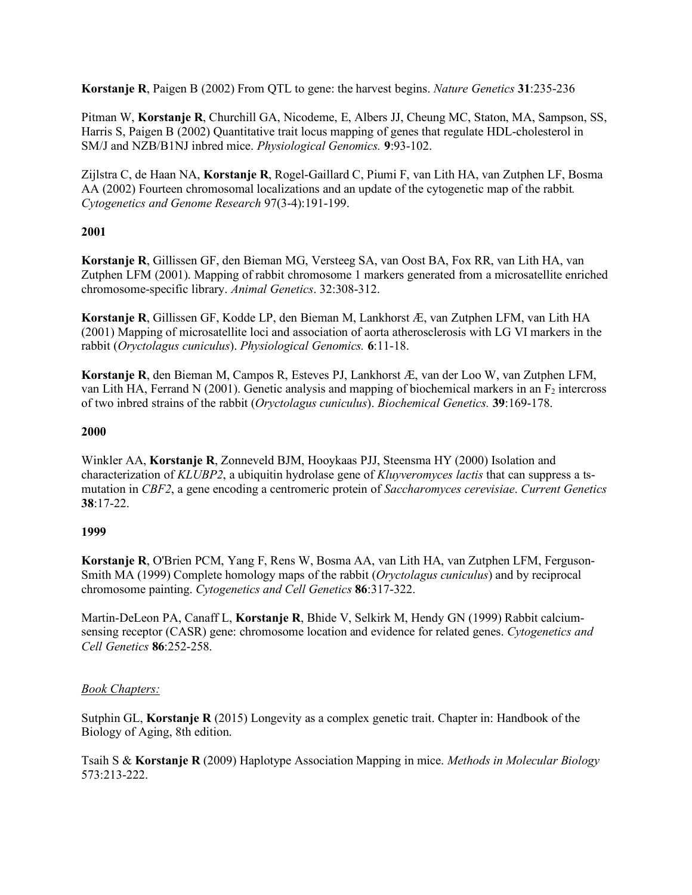**Korstanje R**, Paigen B (2002) From QTL to gene: the harvest begins. *Nature Genetics* **31**:235-236

Pitman W, **Korstanje R**, Churchill GA, Nicodeme, E, Albers JJ, Cheung MC, Staton, MA, Sampson, SS, Harris S, Paigen B (2002) Quantitative trait locus mapping of genes that regulate HDL-cholesterol in SM/J and NZB/B1NJ inbred mice. *Physiological Genomics.* **9**:93-102.

Zijlstra C, de Haan NA, **Korstanje R**, Rogel-Gaillard C, Piumi F, van Lith HA, van Zutphen LF, Bosma AA (2002) Fourteen chromosomal localizations and an update of the cytogenetic map of the rabbit. *Cytogenetics and Genome Research* 97(3-4):191-199.

**2001**

**Korstanje R**, Gillissen GF, den Bieman MG, Versteeg SA, van Oost BA, Fox RR, van Lith HA, van Zutphen LFM (2001). Mapping of rabbit chromosome 1 markers generated from a microsatellite enriched chromosome-specific library. *Animal Genetics*. 32:308-312.

**Korstanje R**, Gillissen GF, Kodde LP, den Bieman M, Lankhorst Æ, van Zutphen LFM, van Lith HA (2001) Mapping of microsatellite loci and association of aorta atherosclerosis with LG VI markers in the rabbit (*Oryctolagus cuniculus*). *Physiological Genomics.* **6**:11-18.

**Korstanje R**, den Bieman M, Campos R, Esteves PJ, Lankhorst Æ, van der Loo W, van Zutphen LFM, van Lith HA, Ferrand N (2001). Genetic analysis and mapping of biochemical markers in an $F_2$ intercross of two inbred strains of the rabbit (*Oryctolagus cuniculus*). *Biochemical Genetics.* **39**:169-178.

**2000**

Winkler AA, **Korstanje R**, Zonneveld BJM, Hooykaas PJJ, Steensma HY (2000) Isolation and characterization of *KLUBP2*, a ubiquitin hydrolase gene of *Kluyveromyces lactis* that can suppress a ts-mutation in *CBF2*, a gene encoding a centromeric protein of *Saccharomyces cerevisiae*. *Current Genetics* **38**:17-22.

**1999**

**Korstanje R**, O'Brien PCM, Yang F, Rens W, Bosma AA, van Lith HA, van Zutphen LFM, Ferguson-Smith MA (1999) Complete homology maps of the rabbit (*Oryctolagus cuniculus*) and by reciprocal chromosome painting. *Cytogenetics and Cell Genetics* **86**:317-322.

Martin-DeLeon PA, Canaff L, **Korstanje R**, Bhide V, Selkirk M, Hendy GN (1999) Rabbit calcium-sensing receptor (CASR) gene: chromosome location and evidence for related genes. *Cytogenetics and Cell Genetics* **86**:252-258.

*Book Chapters:*

Sutphin GL, **Korstanje R** (2015) Longevity as a complex genetic trait. Chapter in: Handbook of the Biology of Aging, 8th edition.

Tsaih S & **Korstanje R** (2009) Haplotype Association Mapping in mice. *Methods in Molecular Biology* 573:213-222.